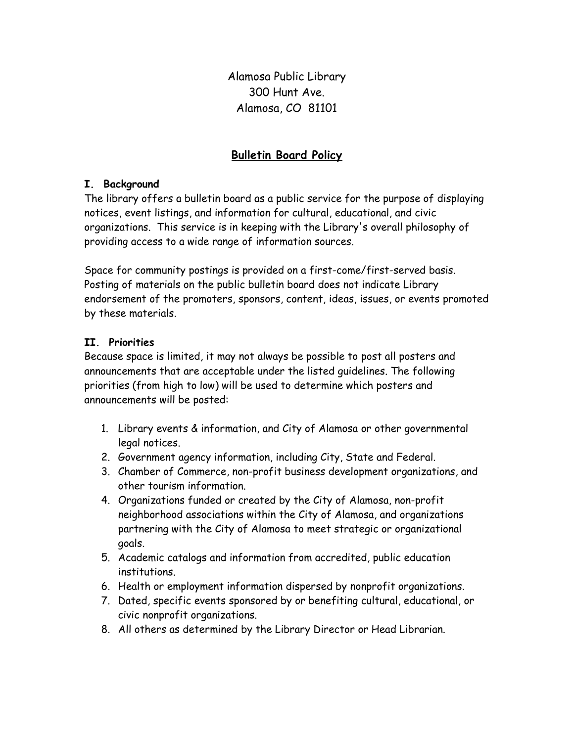Alamosa Public Library
300 Hunt Ave.
Alamosa, CO 81101

# Bulletin Board Policy

## I. Background

The library offers a bulletin board as a public service for the purpose of displaying notices, event listings, and information for cultural, educational, and civic organizations. This service is in keeping with the Library's overall philosophy of providing access to a wide range of information sources.

Space for community postings is provided on a first-come/first-served basis. Posting of materials on the public bulletin board does not indicate Library endorsement of the promoters, sponsors, content, ideas, issues, or events promoted by these materials.

## II. Priorities

Because space is limited, it may not always be possible to post all posters and announcements that are acceptable under the listed guidelines. The following priorities (from high to low) will be used to determine which posters and announcements will be posted:

1. Library events & information, and City of Alamosa or other governmental legal notices.
2. Government agency information, including City, State and Federal.
3. Chamber of Commerce, non-profit business development organizations, and other tourism information.
4. Organizations funded or created by the City of Alamosa, non-profit neighborhood associations within the City of Alamosa, and organizations partnering with the City of Alamosa to meet strategic or organizational goals.
5. Academic catalogs and information from accredited, public education institutions.
6. Health or employment information dispersed by nonprofit organizations.
7. Dated, specific events sponsored by or benefiting cultural, educational, or civic nonprofit organizations.
8. All others as determined by the Library Director or Head Librarian.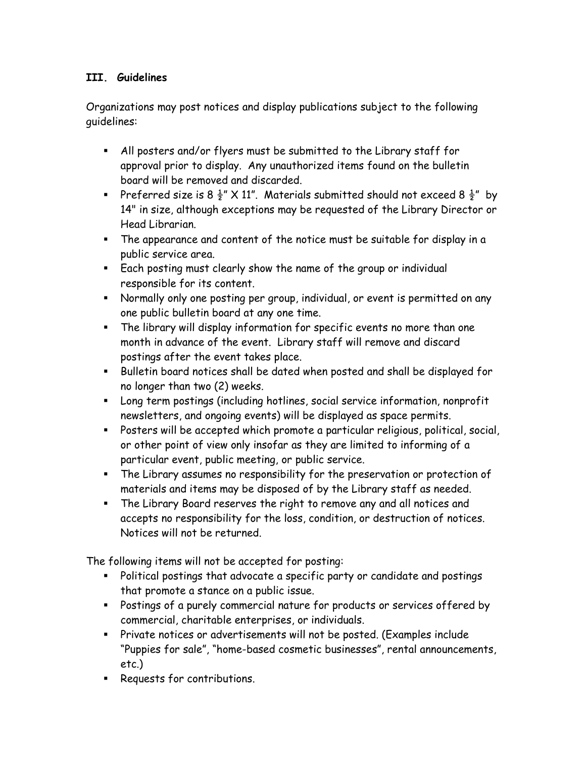## III. Guidelines

Organizations may post notices and display publications subject to the following guidelines:

- All posters and/or flyers must be submitted to the Library staff for approval prior to display. Any unauthorized items found on the bulletin board will be removed and discarded.
- Preferred size is 8 ½" X 11". Materials submitted should not exceed 8 ½" by 14" in size, although exceptions may be requested of the Library Director or Head Librarian.
- The appearance and content of the notice must be suitable for display in a public service area.
- Each posting must clearly show the name of the group or individual responsible for its content.
- Normally only one posting per group, individual, or event is permitted on any one public bulletin board at any one time.
- The library will display information for specific events no more than one month in advance of the event. Library staff will remove and discard postings after the event takes place.
- Bulletin board notices shall be dated when posted and shall be displayed for no longer than two (2) weeks.
- Long term postings (including hotlines, social service information, nonprofit newsletters, and ongoing events) will be displayed as space permits.
- Posters will be accepted which promote a particular religious, political, social, or other point of view only insofar as they are limited to informing of a particular event, public meeting, or public service.
- The Library assumes no responsibility for the preservation or protection of materials and items may be disposed of by the Library staff as needed.
- The Library Board reserves the right to remove any and all notices and accepts no responsibility for the loss, condition, or destruction of notices. Notices will not be returned.

The following items will not be accepted for posting:

- Political postings that advocate a specific party or candidate and postings that promote a stance on a public issue.
- Postings of a purely commercial nature for products or services offered by commercial, charitable enterprises, or individuals.
- Private notices or advertisements will not be posted. (Examples include "Puppies for sale", "home-based cosmetic businesses", rental announcements, etc.)
- Requests for contributions.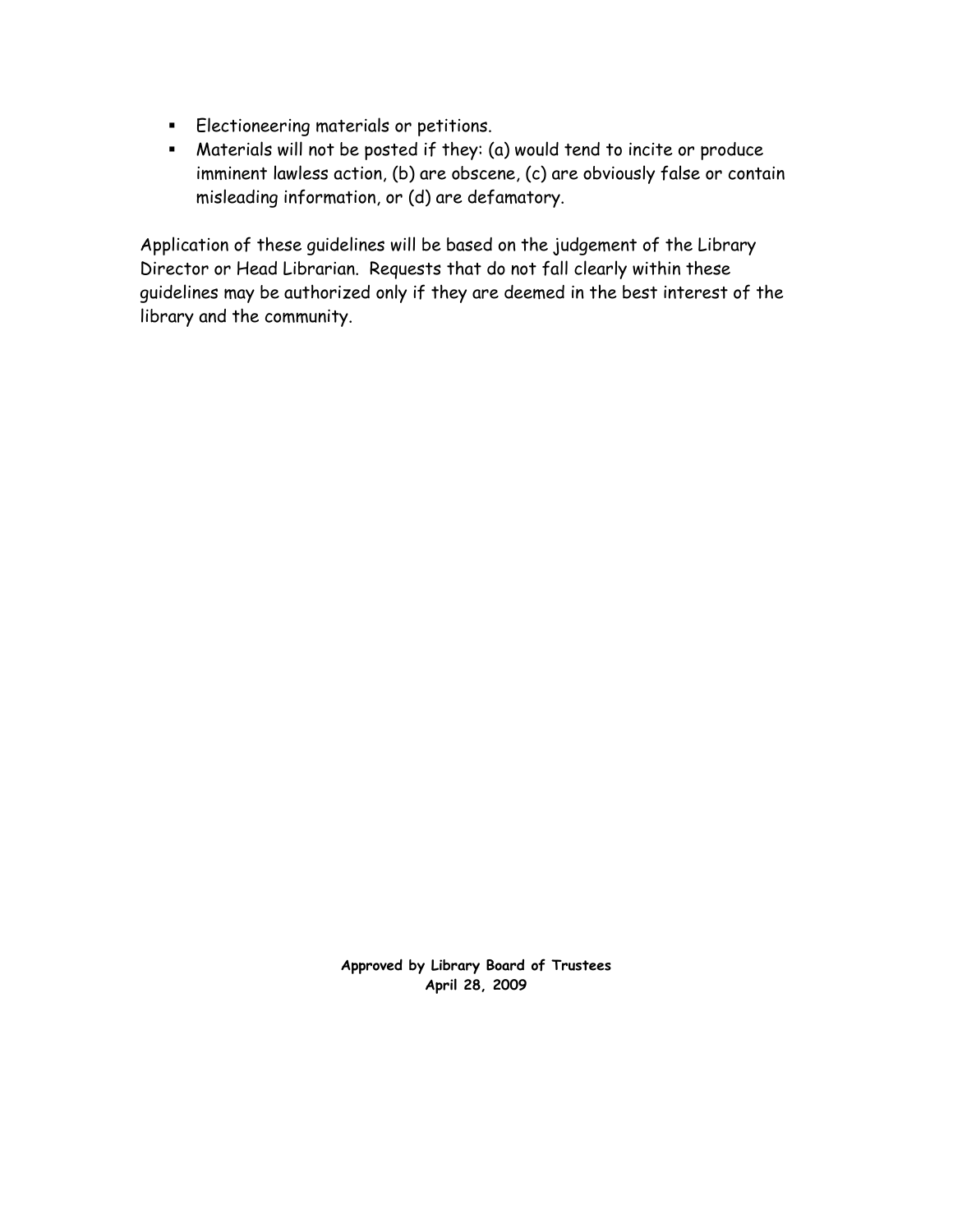- Electioneering materials or petitions.
- Materials will not be posted if they: (a) would tend to incite or produce imminent lawless action, (b) are obscene, (c) are obviously false or contain misleading information, or (d) are defamatory.

Application of these guidelines will be based on the judgement of the Library Director or Head Librarian. Requests that do not fall clearly within these guidelines may be authorized only if they are deemed in the best interest of the library and the community.

**Approved by Library Board of Trustees**
**April 28, 2009**